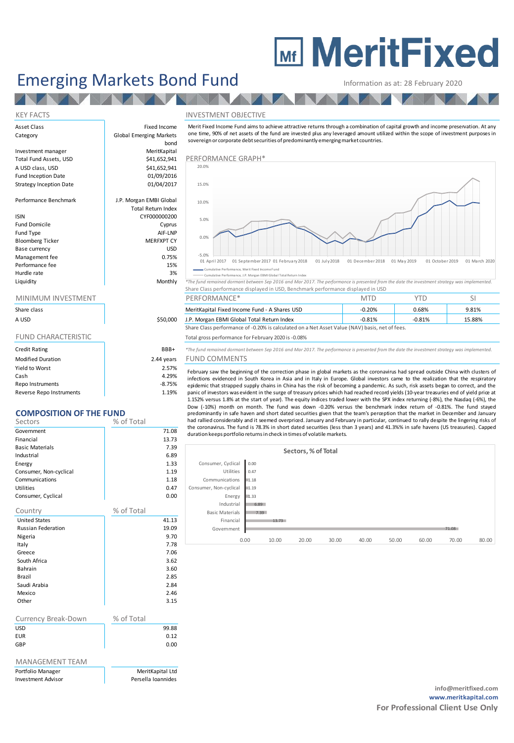# MeritFixed

# Emerging Markets Bond Fund

Information as at: 28 February 2020

## KEY FACTS

| | |
|---|---|
| Asset Class | Fixed Income |
| Category | Global Emerging Markets bond |
| Investment manager | MeritKapital |
| Total Fund Assets, USD | $41,652,941 |
| A USD class, USD | $41,652,941 |
| Fund Inception Date | 01/09/2016 |
| Strategy Inception Date | 01/04/2017 |
| Performance Benchmark | J.P. Morgan EMBI Global Total Return Index |
| ISIN | CYF000000200 |
| Fund Domicile | Cyprus |
| Fund Type | AIF-LNP |
| Bloomberg Ticker | MERFXPT CY |
| Base currency | USD |
| Management fee | 0.75% |
| Performance fee | 15% |
| Hurdle rate | 3% |
| Liquidity | Monthly |

## MINIMUM INVESTMENT

| Share class | |
|---|---|
| A USD | $50,000 |

## FUND CHARACTERISTIC

| | |
|---|---|
| Credit Rating | BBB+ |
| Modified Duration | 2.44 years |
| Yield to Worst | 2.57% |
| Cash | 4.29% |
| Repo Instruments | -8.75% |
| Reverse Repo Instruments | 1.19% |

## COMPOSITION OF THE FUND

| Sectors | % of Total |
|---|---|
| Government | 71.08 |
| Financial | 13.73 |
| Basic Materials | 7.39 |
| Industrial | 6.89 |
| Energy | 1.33 |
| Consumer, Non-cyclical | 1.19 |
| Communications | 1.18 |
| Utilities | 0.47 |
| Consumer, Cyclical | 0.00 |

| Country | % of Total |
|---|---|
| United States | 41.13 |
| Russian Federation | 19.09 |
| Nigeria | 9.70 |
| Italy | 7.78 |
| Greece | 7.06 |
| South Africa | 3.62 |
| Bahrain | 3.60 |
| Brazil | 2.85 |
| Saudi Arabia | 2.84 |
| Mexico | 2.46 |
| Other | 3.15 |

| Currency Break-Down | % of Total |
|---|---|
| USD | 99.88 |
| EUR | 0.12 |
| GBP | 0.00 |

## MANAGEMENT TEAM

| | |
|---|---|
| Portfolio Manager | MeritKapital Ltd |
| Investment Advisor | Persella Ioannides |

## INVESTMENT OBJECTIVE

Merit Fixed Income Fund aims to achieve attractive returns through a combination of capital growth and income preservation. At any one time, 90% of net assets of the fund are invested plus any leveraged amount utilized within the scope of investment purposes in sovereign or corporate debt securities of predominantly emerging market countries.

## PERFORMANCE GRAPH*

Cumulative Performance, Merit Fixed Income Fund
Cumulative Performance, J.P. Morgan EMBI Global Total Return Index

*The fund remained dormant between Sep 2016 and Mar 2017. The performance is presented from the date the investment strategy was implemented.
Share Class performance displayed in USD, Benchmark performance displayed in USD

| PERFORMANCE* | MTD | YTD | SI |
|---|---|---|---|
| MeritKapital Fixed Income Fund - A Shares USD | -0.20% | 0.68% | 9.81% |
| J.P. Morgan EBMI Global Total Return Index | -0.81% | -0.81% | 15.88% |

Share Class performance of -0.20% is calculated on a Net Asset Value (NAV) basis, net of fees.

Total gross performance for February 2020 is -0.08%

*The fund remained dormant between Sep 2016 and Mar 2017. The performance is presented from the date the investment strategy was implemented.

## FUND COMMENTS

February saw the beginning of the correction phase in global markets as the coronavirus had spread outside China with clusters of infections evidenced in South Korea in Asia and in Italy in Europe. Global investors came to the realization that the respiratory epidemic that strapped supply chains in China has the risk of becoming a pandemic. As such, risk assets began to correct, and the panic of investors was evident in the surge of treasury prices which had reached record yields (10-year treasuries end of yield price at 1.152% versus 1.8% at the start of year). The equity indices traded lower with the SPX index returning (-8%), the Nasdaq (-6%), the Dow (-10%) month on month. The fund was down -0.20% versus the benchmark index return of -0.81%. The fund stayed predominantly in safe haven and short dated securities given that the team's perception that the market in December and January had rallied considerably and it seemed overpriced. January and February in particular, continued to rally despite the lingering risks of the coronavirus. The fund is 78.3% in short dated securities (less than 3 years) and 41.3%% in safe havens (US treasuries). Capped duration keeps portfolio returns in check in times of volatile markets.

**Sectors, % of Total**

| Sector | % of Total |
|---|---|
| Consumer, Cyclical | 0.00 |
| Utilities | 0.47 |
| Communications | 1.18 |
| Consumer, Non-cyclical | 1.19 |
| Energy | 1.33 |
| Industrial | 6.89 |
| Basic Materials | 7.39 |
| Financial | 13.73 |
| Government | 71.08 |

info@meritfixed.com
**www.meritkapital.com**
**For Professional Client Use Only**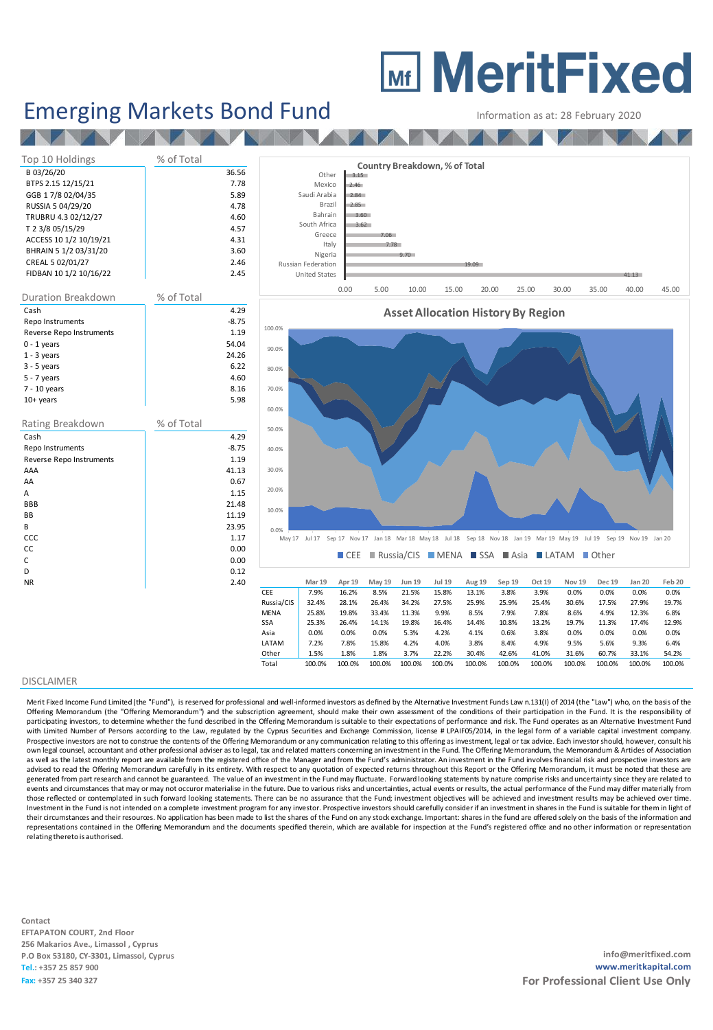# MeritFixed

# Emerging Markets Bond Fund

Information as at: 28 February 2020

| Top 10 Holdings | % of Total |
|---|---|
| B 03/26/20 | 36.56 |
| BTPS 2.15 12/15/21 | 7.78 |
| GGB 1 7/8 02/04/35 | 5.89 |
| RUSSIA 5 04/29/20 | 4.78 |
| TRUBRU 4.3 02/12/27 | 4.60 |
| T 2 3/8 05/15/29 | 4.57 |
| ACCESS 10 1/2 10/19/21 | 4.31 |
| BHRAIN 5 1/2 03/31/20 | 3.60 |
| CREAL 5 02/01/27 | 2.46 |
| FIDBAN 10 1/2 10/16/22 | 2.45 |

| Duration Breakdown | % of Total |
|---|---|
| Cash | 4.29 |
| Repo Instruments | -8.75 |
| Reverse Repo Instruments | 1.19 |
| 0 - 1 years | 54.04 |
| 1 - 3 years | 24.26 |
| 3 - 5 years | 6.22 |
| 5 - 7 years | 4.60 |
| 7 - 10 years | 8.16 |
| 10+ years | 5.98 |

| Rating Breakdown | % of Total |
|---|---|
| Cash | 4.29 |
| Repo Instruments | -8.75 |
| Reverse Repo Instruments | 1.19 |
| AAA | 41.13 |
| AA | 0.67 |
| A | 1.15 |
| BBB | 21.48 |
| BB | 11.19 |
| B | 23.95 |
| CCC | 1.17 |
| CC | 0.00 |
| C | 0.00 |
| D | 0.12 |
| NR | 2.40 |

Country Breakdown, % of Total

Other 3.15
Mexico 2.46
Saudi Arabia 2.84
Brazil 2.85
Bahrain 3.60
South Africa 3.62
Greece 7.06
Italy 7.78
Nigeria 9.70
Russian Federation 19.09
United States 41.13

0.00 5.00 10.00 15.00 20.00 25.00 30.00 35.00 40.00 45.00

Asset Allocation History By Region

100.0% 90.0% 80.0% 70.0% 60.0% 50.0% 40.0% 30.0% 20.0% 10.0% 0.0%

May 17 Jul 17 Sep 17 Nov 17 Jan 18 Mar 18 May 18 Jul 18 Sep 18 Nov 18 Jan 19 Mar 19 May 19 Jul 19 Sep 19 Nov 19 Jan 20

CEE Russia/CIS MENA SSA Asia LATAM Other

| | Mar 19 | Apr 19 | May 19 | Jun 19 | Jul 19 | Aug 19 | Sep 19 | Oct 19 | Nov 19 | Dec 19 | Jan 20 | Feb 20 |
|---|---|---|---|---|---|---|---|---|---|---|---|---|
| CEE | 7.9% | 16.2% | 8.5% | 21.5% | 15.8% | 13.1% | 3.8% | 3.9% | 0.0% | 0.0% | 0.0% | 0.0% |
| Russia/CIS | 32.4% | 28.1% | 26.4% | 34.2% | 27.5% | 25.9% | 25.9% | 25.4% | 30.6% | 17.5% | 27.9% | 19.7% |
| MENA | 25.8% | 19.8% | 33.4% | 11.3% | 9.9% | 8.5% | 7.9% | 7.8% | 8.6% | 4.9% | 12.3% | 6.8% |
| SSA | 25.3% | 26.4% | 14.1% | 19.8% | 16.4% | 14.4% | 10.8% | 13.2% | 19.7% | 11.3% | 17.4% | 12.9% |
| Asia | 0.0% | 0.0% | 0.0% | 5.3% | 4.2% | 4.1% | 0.6% | 3.8% | 0.0% | 0.0% | 0.0% | 0.0% |
| LATAM | 7.2% | 7.8% | 15.8% | 4.2% | 4.0% | 3.8% | 8.4% | 4.9% | 9.5% | 5.6% | 9.3% | 6.4% |
| Other | 1.5% | 1.8% | 1.8% | 3.7% | 22.2% | 30.4% | 42.6% | 41.0% | 31.6% | 60.7% | 33.1% | 54.2% |
| Total | 100.0% | 100.0% | 100.0% | 100.0% | 100.0% | 100.0% | 100.0% | 100.0% | 100.0% | 100.0% | 100.0% | 100.0% |

## DISCLAIMER

Merit Fixed Income Fund Limited (the "Fund"), is reserved for professional and well-informed investors as defined by the Alternative Investment Funds Law n.131(I) of 2014 (the "Law") who, on the basis of the Offering Memorandum (the "Offering Memorandum") and the subscription agreement, should make their own assessment of the conditions of their participation in the Fund. It is the responsibility of participating investors, to determine whether the fund described in the Offering Memorandum is suitable to their expectations of performance and risk. The Fund operates as an Alternative Investment Fund with Limited Number of Persons according to the Law, regulated by the Cyprus Securities and Exchange Commission, license # LPAIF05/2014, in the legal form of a variable capital investment company. Prospective investors are not to construe the contents of the Offering Memorandum or any communication relating to this offering as investment, legal or tax advice. Each investor should, however, consult his own legal counsel, accountant and other professional adviser as to legal, tax and related matters concerning an investment in the Fund. The Offering Memorandum, the Memorandum & Artides of Association as well as the latest monthly report are available from the registered office of the Manager and from the Fund's administrator. An investment in the Fund involves financial risk and prospective investors are advised to read the Offering Memorandum carefully in its entirety. With respect to any quotation of expected returns throughout this Report or the Offering Memorandum, it must be noted that these are generated from part research and cannot be guaranteed. The value of an investment in the Fund may fluctuate. Forward looking statements by nature comprise risks and uncertainty since they are related to events and circumstances that may or may not occurr materialise in the future. Due to various risks and uncertainties, actual events or results, the actual performance of the Fund may differ materially from those reflected or contemplated in such forward looking statements. There can be no assurance that the Fund; investment objectives will be achieved and investment results may be achieved over time. Investment in the Fund is not intended on a complete investment program for any investor. Prospective investors should carefully consider if an investment in shares in the Fund is suitable for them in light of their circumstances and their resources. No application has been made to list the shares of the Fund on any stock exchange. Important: shares in the fund are offered solely on the basis of the information and representations contained in the Offering Memorandum and the documents specified therein, which are available for inspection at the Fund's registered office and no other information or representation relating thereto is authorised.

**Contact**
**EFTAPATON COURT, 2nd Floor**
**256 Makarios Ave., Limassol , Cyprus**
**P.O Box 53180, CY-3301, Limassol, Cyprus**
**Tel.: +357 25 857 900**
**Fax: +357 25 340 327**

**info@meritfixed.com**
**www.meritkapital.com**
**For Professional Client Use Only**